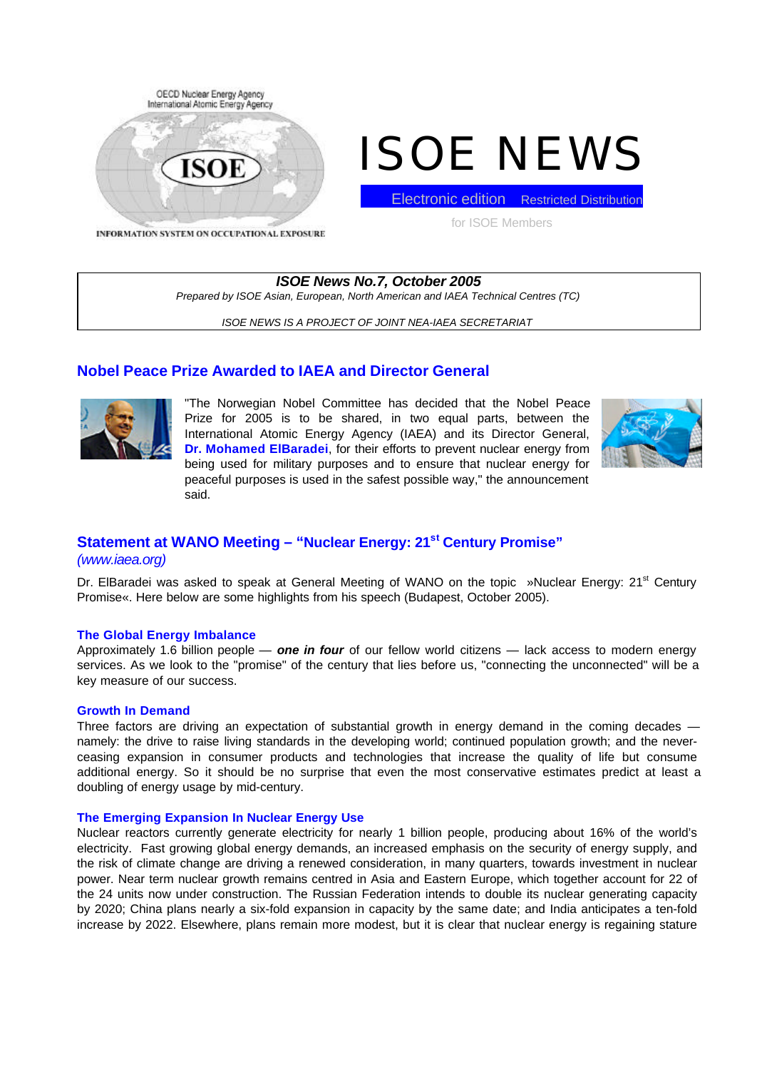OECD Nuclear Energy Agency
International Atomic Energy Agency

ISOE

INFORMATION SYSTEM ON OCCUPATIONAL EXPOSURE

# ISOE NEWS

Electronic edition Restricted Distribution

for ISOE Members

***ISOE News No.7, October 2005***

*Prepared by ISOE Asian, European, North American and IAEA Technical Centres (TC)*

*ISOE NEWS IS A PROJECT OF JOINT NEA-IAEA SECRETARIAT*

## Nobel Peace Prize Awarded to IAEA and Director General

"The Norwegian Nobel Committee has decided that the Nobel Peace Prize for 2005 is to be shared, in two equal parts, between the International Atomic Energy Agency (IAEA) and its Director General, **Dr. Mohamed ElBaradei**, for their efforts to prevent nuclear energy from being used for military purposes and to ensure that nuclear energy for peaceful purposes is used in the safest possible way," the announcement said.

## Statement at WANO Meeting – "Nuclear Energy: 21st Century Promise"

*(www.iaea.org)*

Dr. ElBaradei was asked to speak at General Meeting of WANO on the topic »Nuclear Energy: 21st Century Promise«. Here below are some highlights from his speech (Budapest, October 2005).

### The Global Energy Imbalance

Approximately 1.6 billion people — ***one in four*** of our fellow world citizens — lack access to modern energy services. As we look to the "promise" of the century that lies before us, "connecting the unconnected" will be a key measure of our success.

### Growth In Demand

Three factors are driving an expectation of substantial growth in energy demand in the coming decades — namely: the drive to raise living standards in the developing world; continued population growth; and the never-ceasing expansion in consumer products and technologies that increase the quality of life but consume additional energy. So it should be no surprise that even the most conservative estimates predict at least a doubling of energy usage by mid-century.

### The Emerging Expansion In Nuclear Energy Use

Nuclear reactors currently generate electricity for nearly 1 billion people, producing about 16% of the world's electricity. Fast growing global energy demands, an increased emphasis on the security of energy supply, and the risk of climate change are driving a renewed consideration, in many quarters, towards investment in nuclear power. Near term nuclear growth remains centred in Asia and Eastern Europe, which together account for 22 of the 24 units now under construction. The Russian Federation intends to double its nuclear generating capacity by 2020; China plans nearly a six-fold expansion in capacity by the same date; and India anticipates a ten-fold increase by 2022. Elsewhere, plans remain more modest, but it is clear that nuclear energy is regaining stature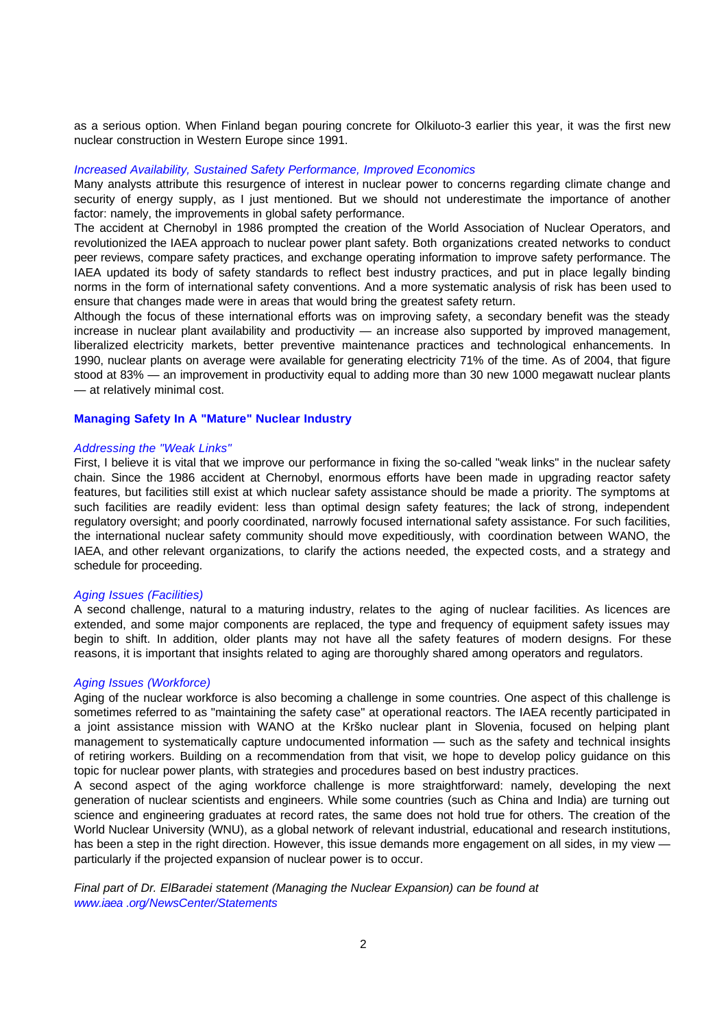as a serious option. When Finland began pouring concrete for Olkiluoto-3 earlier this year, it was the first new nuclear construction in Western Europe since 1991.

*Increased Availability, Sustained Safety Performance, Improved Economics*

Many analysts attribute this resurgence of interest in nuclear power to concerns regarding climate change and security of energy supply, as I just mentioned. But we should not underestimate the importance of another factor: namely, the improvements in global safety performance.

The accident at Chernobyl in 1986 prompted the creation of the World Association of Nuclear Operators, and revolutionized the IAEA approach to nuclear power plant safety. Both organizations created networks to conduct peer reviews, compare safety practices, and exchange operating information to improve safety performance. The IAEA updated its body of safety standards to reflect best industry practices, and put in place legally binding norms in the form of international safety conventions. And a more systematic analysis of risk has been used to ensure that changes made were in areas that would bring the greatest safety return.

Although the focus of these international efforts was on improving safety, a secondary benefit was the steady increase in nuclear plant availability and productivity — an increase also supported by improved management, liberalized electricity markets, better preventive maintenance practices and technological enhancements. In 1990, nuclear plants on average were available for generating electricity 71% of the time. As of 2004, that figure stood at 83% — an improvement in productivity equal to adding more than 30 new 1000 megawatt nuclear plants — at relatively minimal cost.

## Managing Safety In A "Mature" Nuclear Industry

*Addressing the "Weak Links"*

First, I believe it is vital that we improve our performance in fixing the so-called "weak links" in the nuclear safety chain. Since the 1986 accident at Chernobyl, enormous efforts have been made in upgrading reactor safety features, but facilities still exist at which nuclear safety assistance should be made a priority. The symptoms at such facilities are readily evident: less than optimal design safety features; the lack of strong, independent regulatory oversight; and poorly coordinated, narrowly focused international safety assistance. For such facilities, the international nuclear safety community should move expeditiously, with coordination between WANO, the IAEA, and other relevant organizations, to clarify the actions needed, the expected costs, and a strategy and schedule for proceeding.

*Aging Issues (Facilities)*

A second challenge, natural to a maturing industry, relates to the aging of nuclear facilities. As licences are extended, and some major components are replaced, the type and frequency of equipment safety issues may begin to shift. In addition, older plants may not have all the safety features of modern designs. For these reasons, it is important that insights related to aging are thoroughly shared among operators and regulators.

*Aging Issues (Workforce)*

Aging of the nuclear workforce is also becoming a challenge in some countries. One aspect of this challenge is sometimes referred to as "maintaining the safety case" at operational reactors. The IAEA recently participated in a joint assistance mission with WANO at the Krško nuclear plant in Slovenia, focused on helping plant management to systematically capture undocumented information — such as the safety and technical insights of retiring workers. Building on a recommendation from that visit, we hope to develop policy guidance on this topic for nuclear power plants, with strategies and procedures based on best industry practices.

A second aspect of the aging workforce challenge is more straightforward: namely, developing the next generation of nuclear scientists and engineers. While some countries (such as China and India) are turning out science and engineering graduates at record rates, the same does not hold true for others. The creation of the World Nuclear University (WNU), as a global network of relevant industrial, educational and research institutions, has been a step in the right direction. However, this issue demands more engagement on all sides, in my view — particularly if the projected expansion of nuclear power is to occur.

*Final part of Dr. ElBaradei statement (Managing the Nuclear Expansion) can be found at www.iaea .org/NewsCenter/Statements*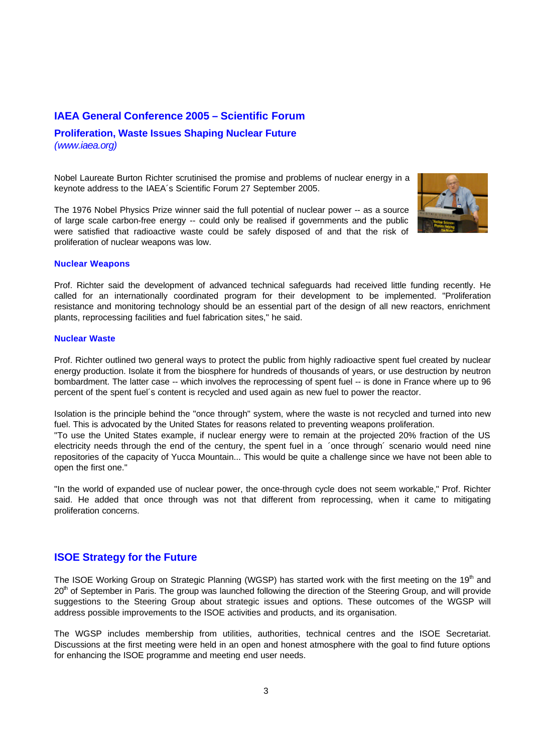## IAEA General Conference 2005 – Scientific Forum

### Proliferation, Waste Issues Shaping Nuclear Future

*(www.iaea.org)*

Nobel Laureate Burton Richter scrutinised the promise and problems of nuclear energy in a keynote address to the IAEA´s Scientific Forum 27 September 2005.

The 1976 Nobel Physics Prize winner said the full potential of nuclear power -- as a source of large scale carbon-free energy -- could only be realised if governments and the public were satisfied that radioactive waste could be safely disposed of and that the risk of proliferation of nuclear weapons was low.

#### Nuclear Weapons

Prof. Richter said the development of advanced technical safeguards had received little funding recently. He called for an internationally coordinated program for their development to be implemented. "Proliferation resistance and monitoring technology should be an essential part of the design of all new reactors, enrichment plants, reprocessing facilities and fuel fabrication sites," he said.

#### Nuclear Waste

Prof. Richter outlined two general ways to protect the public from highly radioactive spent fuel created by nuclear energy production. Isolate it from the biosphere for hundreds of thousands of years, or use destruction by neutron bombardment. The latter case -- which involves the reprocessing of spent fuel -- is done in France where up to 96 percent of the spent fuel´s content is recycled and used again as new fuel to power the reactor.

Isolation is the principle behind the "once through" system, where the waste is not recycled and turned into new fuel. This is advocated by the United States for reasons related to preventing weapons proliferation.
"To use the United States example, if nuclear energy were to remain at the projected 20% fraction of the US electricity needs through the end of the century, the spent fuel in a ´once through´ scenario would need nine repositories of the capacity of Yucca Mountain... This would be quite a challenge since we have not been able to open the first one."

"In the world of expanded use of nuclear power, the once-through cycle does not seem workable," Prof. Richter said. He added that once through was not that different from reprocessing, when it came to mitigating proliferation concerns.

## ISOE Strategy for the Future

The ISOE Working Group on Strategic Planning (WGSP) has started work with the first meeting on the 19th and 20th of September in Paris. The group was launched following the direction of the Steering Group, and will provide suggestions to the Steering Group about strategic issues and options. These outcomes of the WGSP will address possible improvements to the ISOE activities and products, and its organisation.

The WGSP includes membership from utilities, authorities, technical centres and the ISOE Secretariat. Discussions at the first meeting were held in an open and honest atmosphere with the goal to find future options for enhancing the ISOE programme and meeting end user needs.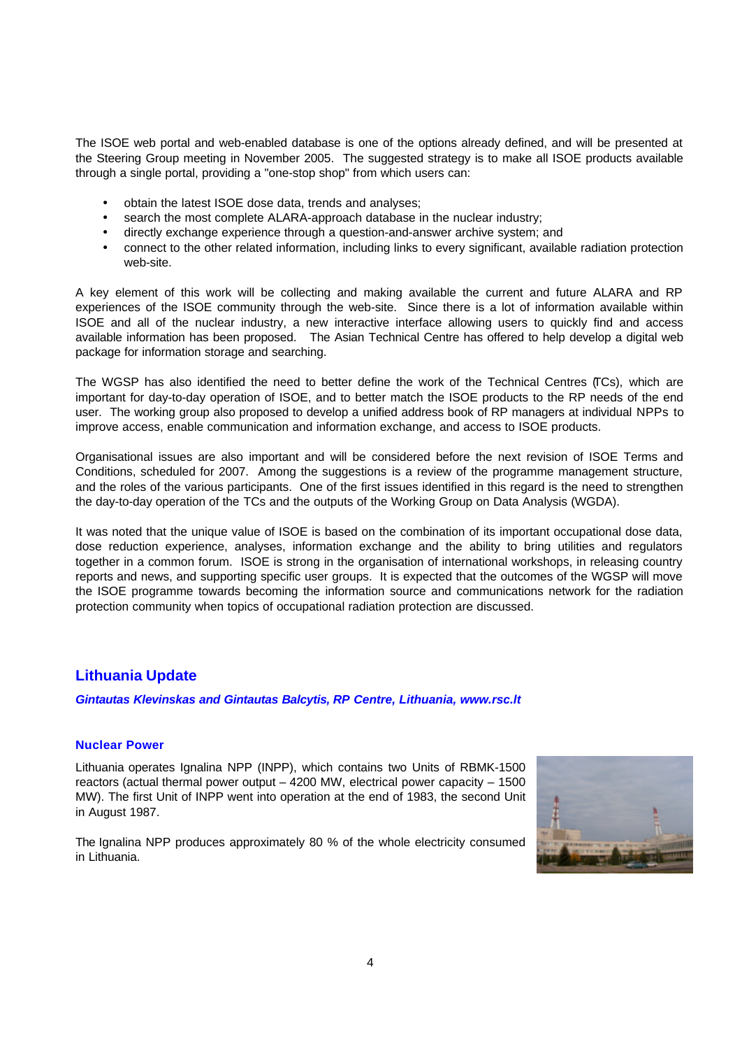The ISOE web portal and web-enabled database is one of the options already defined, and will be presented at the Steering Group meeting in November 2005. The suggested strategy is to make all ISOE products available through a single portal, providing a "one-stop shop" from which users can:

- obtain the latest ISOE dose data, trends and analyses;
- search the most complete ALARA-approach database in the nuclear industry;
- directly exchange experience through a question-and-answer archive system; and
- connect to the other related information, including links to every significant, available radiation protection web-site.

A key element of this work will be collecting and making available the current and future ALARA and RP experiences of the ISOE community through the web-site. Since there is a lot of information available within ISOE and all of the nuclear industry, a new interactive interface allowing users to quickly find and access available information has been proposed. The Asian Technical Centre has offered to help develop a digital web package for information storage and searching.

The WGSP has also identified the need to better define the work of the Technical Centres (TCs), which are important for day-to-day operation of ISOE, and to better match the ISOE products to the RP needs of the end user. The working group also proposed to develop a unified address book of RP managers at individual NPPs to improve access, enable communication and information exchange, and access to ISOE products.

Organisational issues are also important and will be considered before the next revision of ISOE Terms and Conditions, scheduled for 2007. Among the suggestions is a review of the programme management structure, and the roles of the various participants. One of the first issues identified in this regard is the need to strengthen the day-to-day operation of the TCs and the outputs of the Working Group on Data Analysis (WGDA).

It was noted that the unique value of ISOE is based on the combination of its important occupational dose data, dose reduction experience, analyses, information exchange and the ability to bring utilities and regulators together in a common forum. ISOE is strong in the organisation of international workshops, in releasing country reports and news, and supporting specific user groups. It is expected that the outcomes of the WGSP will move the ISOE programme towards becoming the information source and communications network for the radiation protection community when topics of occupational radiation protection are discussed.

## Lithuania Update

***Gintautas Klevinskas and Gintautas Balcytis, RP Centre, Lithuania, www.rsc.lt***

### Nuclear Power

Lithuania operates Ignalina NPP (INPP), which contains two Units of RBMK-1500 reactors (actual thermal power output – 4200 MW, electrical power capacity – 1500 MW). The first Unit of INPP went into operation at the end of 1983, the second Unit in August 1987.

The Ignalina NPP produces approximately 80 % of the whole electricity consumed in Lithuania.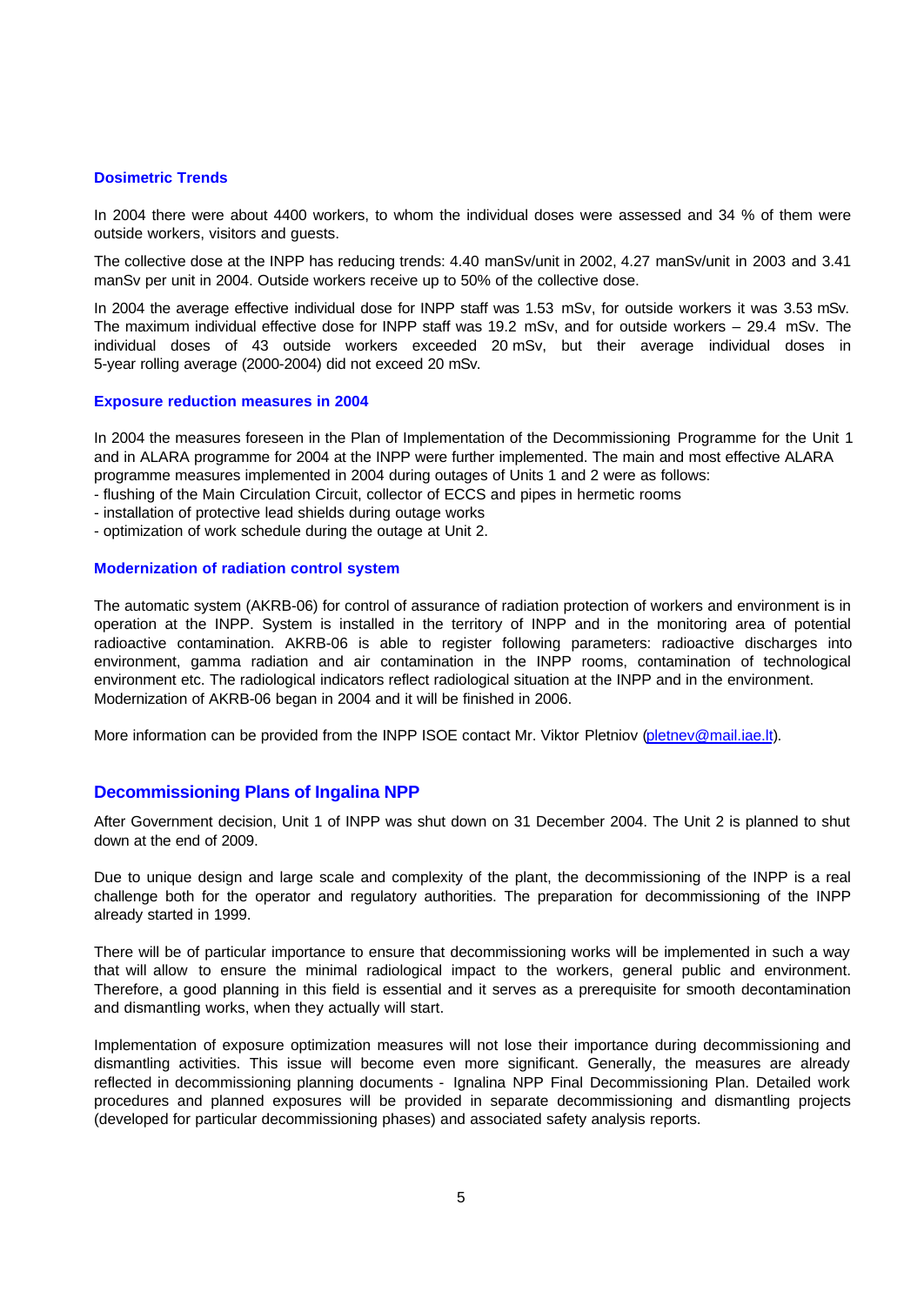### Dosimetric Trends

In 2004 there were about 4400 workers, to whom the individual doses were assessed and 34 % of them were outside workers, visitors and guests.

The collective dose at the INPP has reducing trends: 4.40 manSv/unit in 2002, 4.27 manSv/unit in 2003 and 3.41 manSv per unit in 2004. Outside workers receive up to 50% of the collective dose.

In 2004 the average effective individual dose for INPP staff was 1.53 mSv, for outside workers it was 3.53 mSv. The maximum individual effective dose for INPP staff was 19.2 mSv, and for outside workers – 29.4 mSv. The individual doses of 43 outside workers exceeded 20 mSv, but their average individual doses in 5-year rolling average (2000-2004) did not exceed 20 mSv.

### Exposure reduction measures in 2004

In 2004 the measures foreseen in the Plan of Implementation of the Decommissioning Programme for the Unit 1 and in ALARA programme for 2004 at the INPP were further implemented. The main and most effective ALARA programme measures implemented in 2004 during outages of Units 1 and 2 were as follows:

- flushing of the Main Circulation Circuit, collector of ECCS and pipes in hermetic rooms
- installation of protective lead shields during outage works
- optimization of work schedule during the outage at Unit 2.

### Modernization of radiation control system

The automatic system (AKRB-06) for control of assurance of radiation protection of workers and environment is in operation at the INPP. System is installed in the territory of INPP and in the monitoring area of potential radioactive contamination. AKRB-06 is able to register following parameters: radioactive discharges into environment, gamma radiation and air contamination in the INPP rooms, contamination of technological environment etc. The radiological indicators reflect radiological situation at the INPP and in the environment. Modernization of AKRB-06 began in 2004 and it will be finished in 2006.

More information can be provided from the INPP ISOE contact Mr. Viktor Pletniov (pletnev@mail.iae.lt).

## Decommissioning Plans of Ingalina NPP

After Government decision, Unit 1 of INPP was shut down on 31 December 2004. The Unit 2 is planned to shut down at the end of 2009.

Due to unique design and large scale and complexity of the plant, the decommissioning of the INPP is a real challenge both for the operator and regulatory authorities. The preparation for decommissioning of the INPP already started in 1999.

There will be of particular importance to ensure that decommissioning works will be implemented in such a way that will allow to ensure the minimal radiological impact to the workers, general public and environment. Therefore, a good planning in this field is essential and it serves as a prerequisite for smooth decontamination and dismantling works, when they actually will start.

Implementation of exposure optimization measures will not lose their importance during decommissioning and dismantling activities. This issue will become even more significant. Generally, the measures are already reflected in decommissioning planning documents - Ignalina NPP Final Decommissioning Plan. Detailed work procedures and planned exposures will be provided in separate decommissioning and dismantling projects (developed for particular decommissioning phases) and associated safety analysis reports.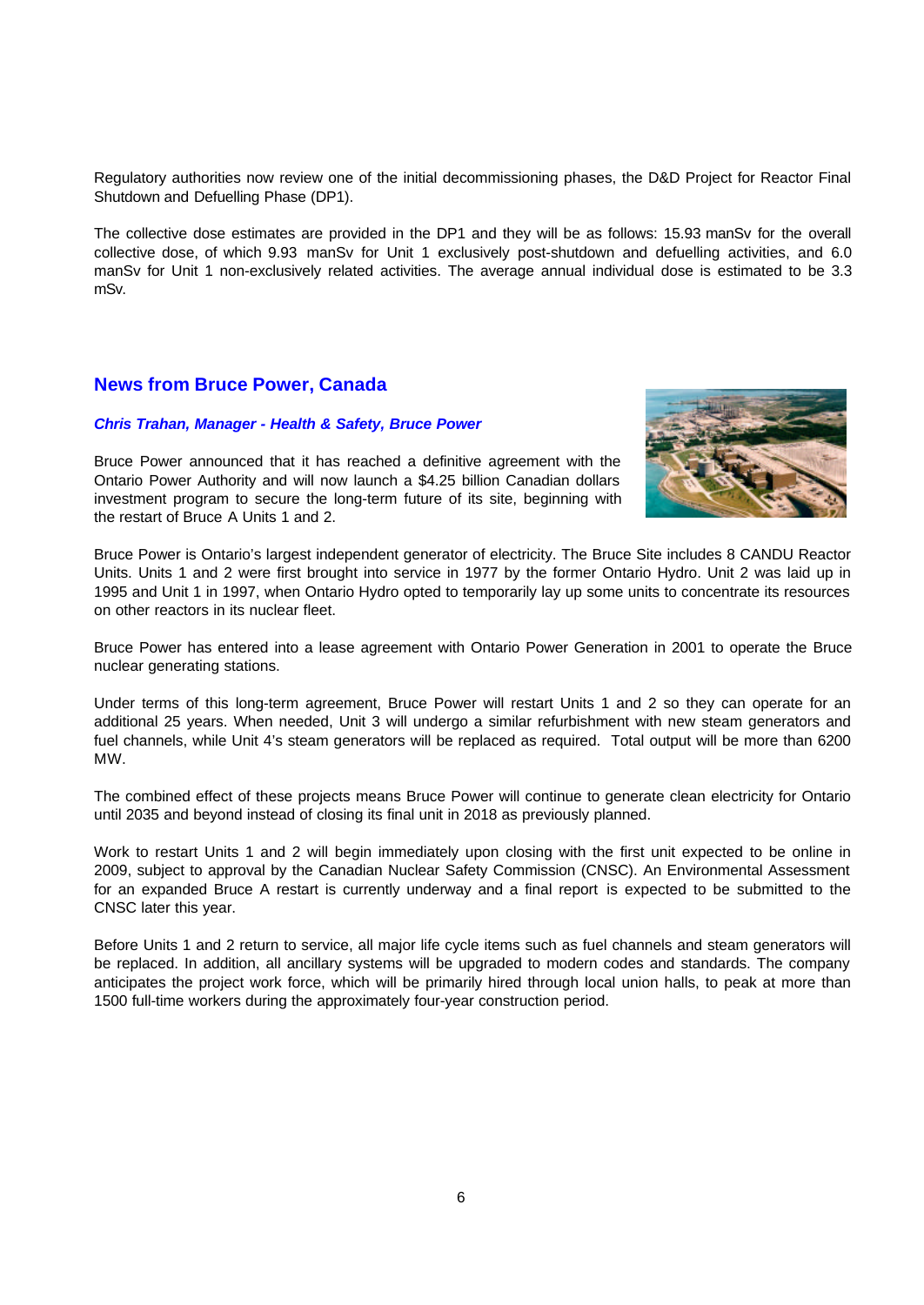Regulatory authorities now review one of the initial decommissioning phases, the D&D Project for Reactor Final Shutdown and Defuelling Phase (DP1).

The collective dose estimates are provided in the DP1 and they will be as follows: 15.93 manSv for the overall collective dose, of which 9.93 manSv for Unit 1 exclusively post-shutdown and defuelling activities, and 6.0 manSv for Unit 1 non-exclusively related activities. The average annual individual dose is estimated to be 3.3 mSv.

## News from Bruce Power, Canada

***Chris Trahan, Manager - Health & Safety, Bruce Power***

Bruce Power announced that it has reached a definitive agreement with the Ontario Power Authority and will now launch a $4.25 billion Canadian dollars investment program to secure the long-term future of its site, beginning with the restart of Bruce A Units 1 and 2.

Bruce Power is Ontario's largest independent generator of electricity. The Bruce Site includes 8 CANDU Reactor Units. Units 1 and 2 were first brought into service in 1977 by the former Ontario Hydro. Unit 2 was laid up in 1995 and Unit 1 in 1997, when Ontario Hydro opted to temporarily lay up some units to concentrate its resources on other reactors in its nuclear fleet.

Bruce Power has entered into a lease agreement with Ontario Power Generation in 2001 to operate the Bruce nuclear generating stations.

Under terms of this long-term agreement, Bruce Power will restart Units 1 and 2 so they can operate for an additional 25 years. When needed, Unit 3 will undergo a similar refurbishment with new steam generators and fuel channels, while Unit 4's steam generators will be replaced as required. Total output will be more than 6200 MW.

The combined effect of these projects means Bruce Power will continue to generate clean electricity for Ontario until 2035 and beyond instead of closing its final unit in 2018 as previously planned.

Work to restart Units 1 and 2 will begin immediately upon closing with the first unit expected to be online in 2009, subject to approval by the Canadian Nuclear Safety Commission (CNSC). An Environmental Assessment for an expanded Bruce A restart is currently underway and a final report is expected to be submitted to the CNSC later this year.

Before Units 1 and 2 return to service, all major life cycle items such as fuel channels and steam generators will be replaced. In addition, all ancillary systems will be upgraded to modern codes and standards. The company anticipates the project work force, which will be primarily hired through local union halls, to peak at more than 1500 full-time workers during the approximately four-year construction period.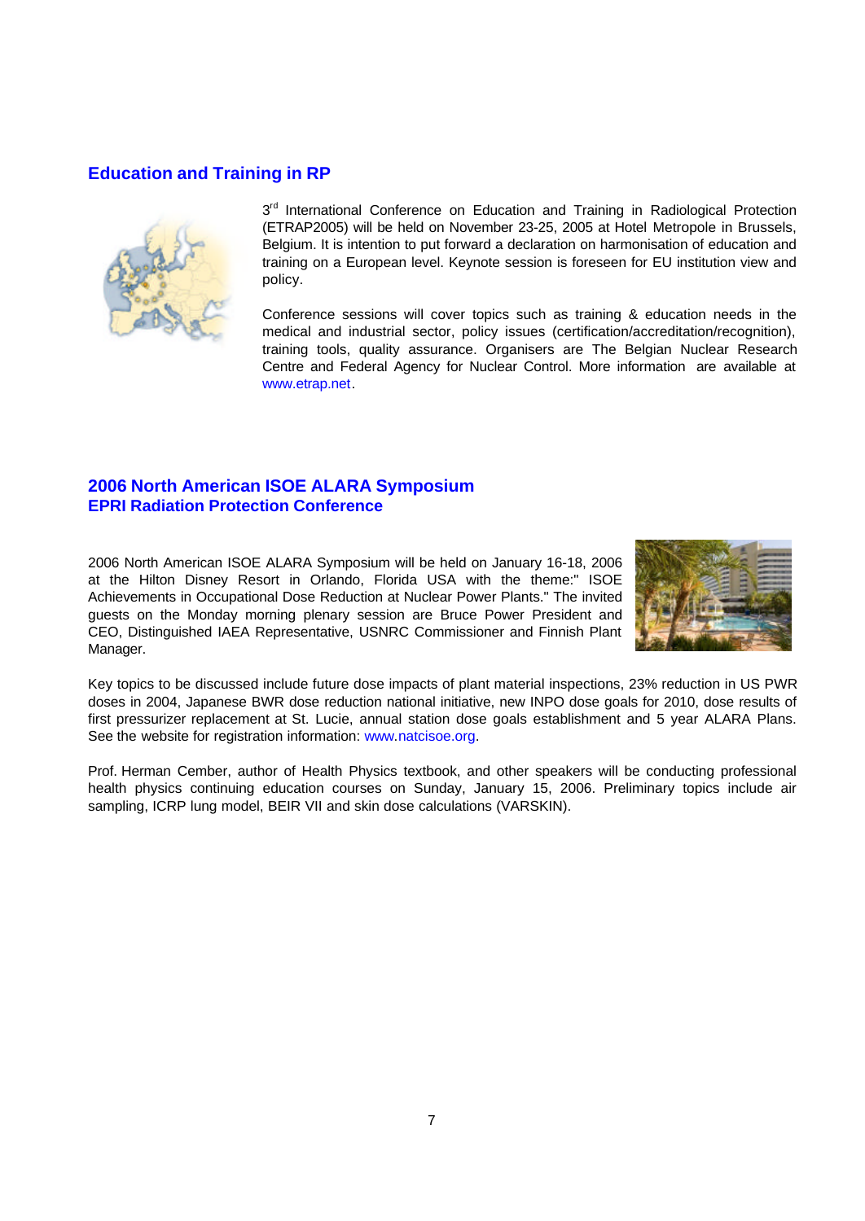## Education and Training in RP

3rd International Conference on Education and Training in Radiological Protection (ETRAP2005) will be held on November 23-25, 2005 at Hotel Metropole in Brussels, Belgium. It is intention to put forward a declaration on harmonisation of education and training on a European level. Keynote session is foreseen for EU institution view and policy.

Conference sessions will cover topics such as training & education needs in the medical and industrial sector, policy issues (certification/accreditation/recognition), training tools, quality assurance. Organisers are The Belgian Nuclear Research Centre and Federal Agency for Nuclear Control. More information are available at www.etrap.net.

## 2006 North American ISOE ALARA Symposium
### EPRI Radiation Protection Conference

2006 North American ISOE ALARA Symposium will be held on January 16-18, 2006 at the Hilton Disney Resort in Orlando, Florida USA with the theme:" ISOE Achievements in Occupational Dose Reduction at Nuclear Power Plants." The invited guests on the Monday morning plenary session are Bruce Power President and CEO, Distinguished IAEA Representative, USNRC Commissioner and Finnish Plant Manager.

Key topics to be discussed include future dose impacts of plant material inspections, 23% reduction in US PWR doses in 2004, Japanese BWR dose reduction national initiative, new INPO dose goals for 2010, dose results of first pressurizer replacement at St. Lucie, annual station dose goals establishment and 5 year ALARA Plans. See the website for registration information: www.natcisoe.org.

Prof. Herman Cember, author of Health Physics textbook, and other speakers will be conducting professional health physics continuing education courses on Sunday, January 15, 2006. Preliminary topics include air sampling, ICRP lung model, BEIR VII and skin dose calculations (VARSKIN).